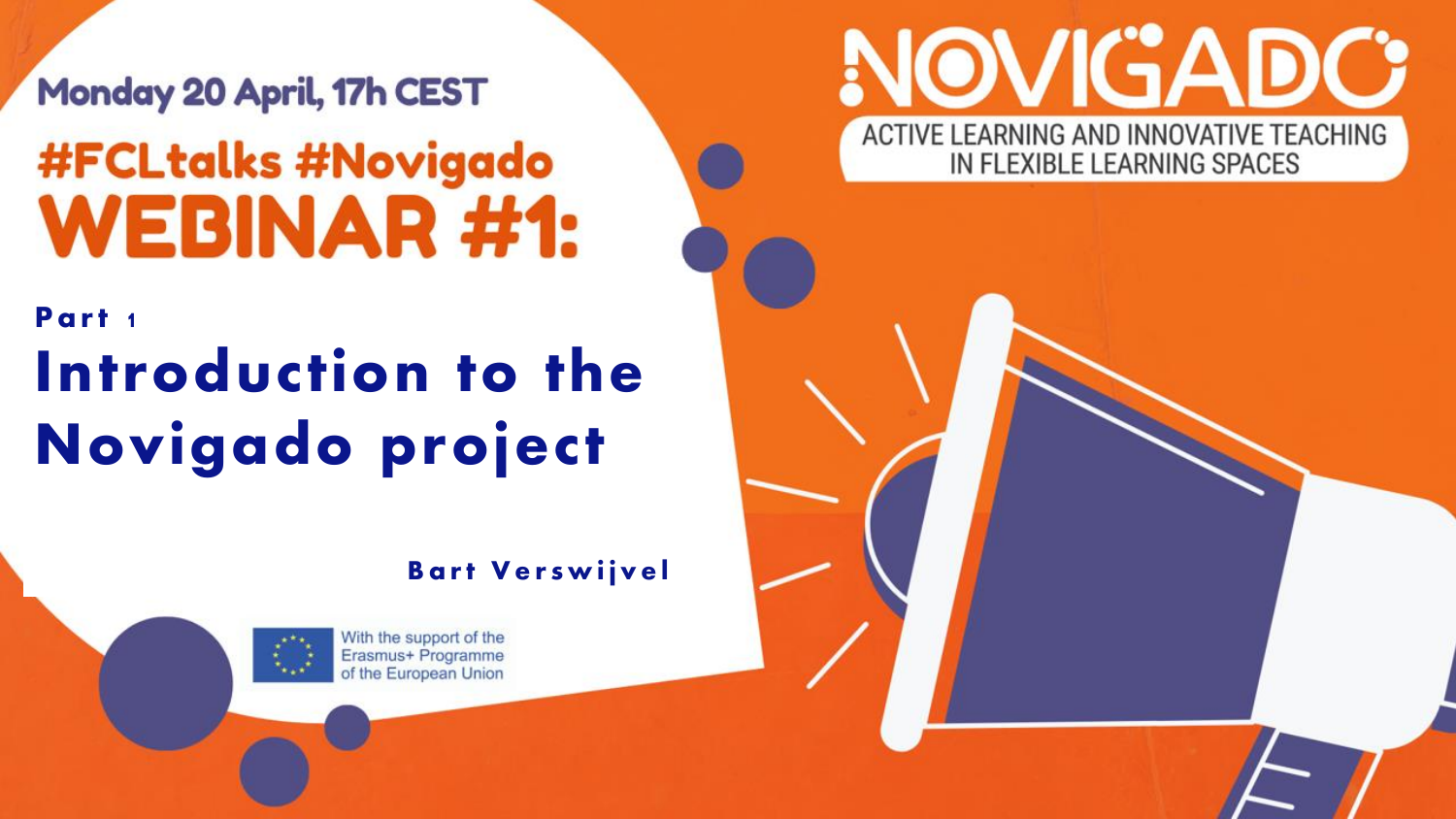Monday 20 April, 17h CEST

# #FCLtalks #Novigado WEBINAR #1:

**Part 1**

## Introduction to the Novigado project

**Bart Verswijvel**

NOVIGADO

ACTIVE LEARNING AND INNOVATIVE TEACHING IN FLEXIBLE LEARNING SPACES

With the support of the Erasmus+ Programme of the European Union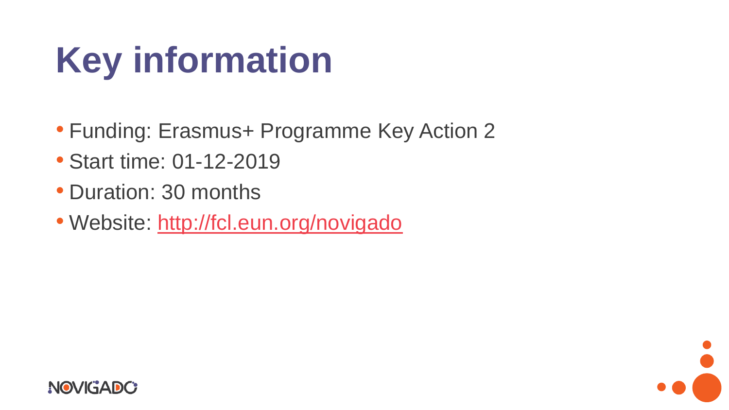# Key information

- Funding: Erasmus+ Programme Key Action 2
- Start time: 01-12-2019
- Duration: 30 months
- Website: [http://fcl.eun.org/novigado](http://fcl.eun.org/novigado)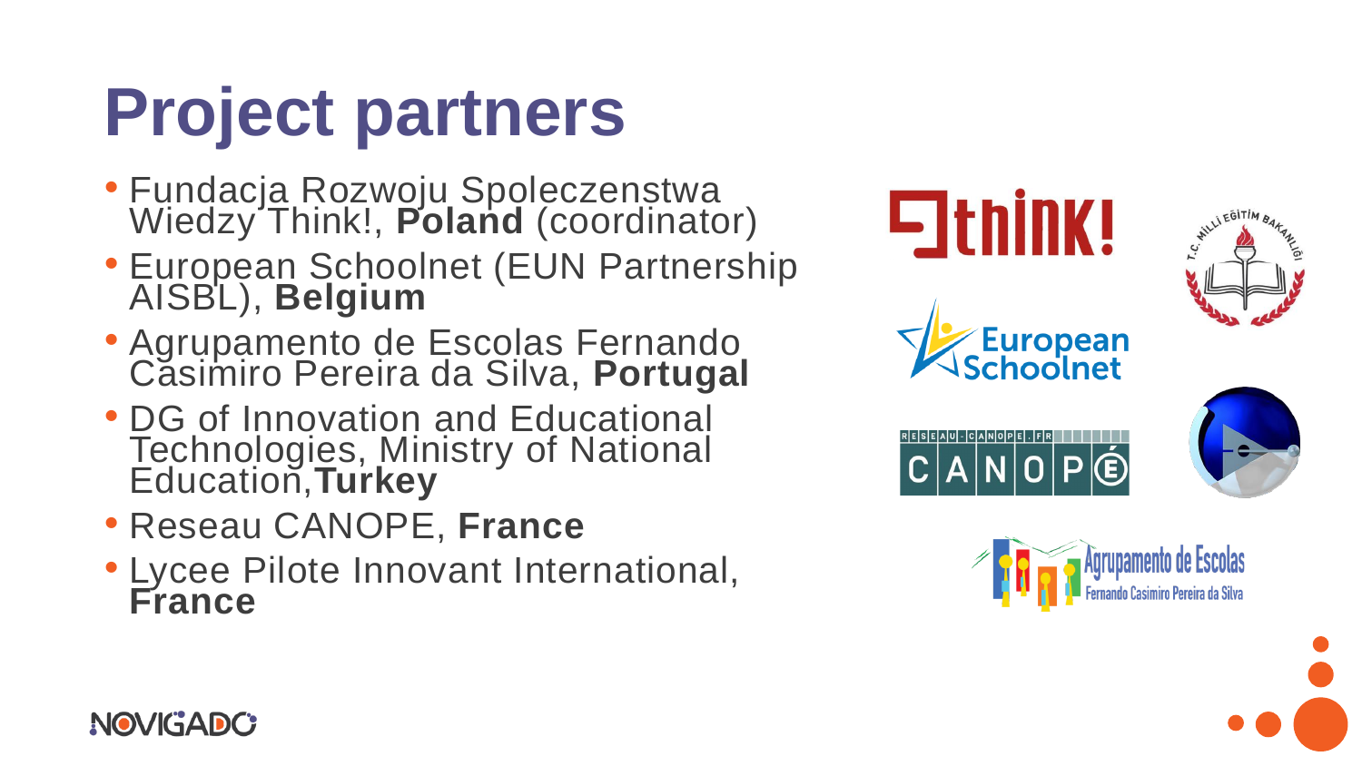# Project partners

- Fundacja Rozwoju Spoleczenstwa Wiedzy Think!, **Poland** (coordinator)
- European Schoolnet (EUN Partnership AISBL), **Belgium**
- Agrupamento de Escolas Fernando Casimiro Pereira da Silva, **Portugal**
- DG of Innovation and Educational Technologies, Ministry of National Education, **Turkey**
- Reseau CANOPE, **France**
- Lycee Pilote Innovant International, **France**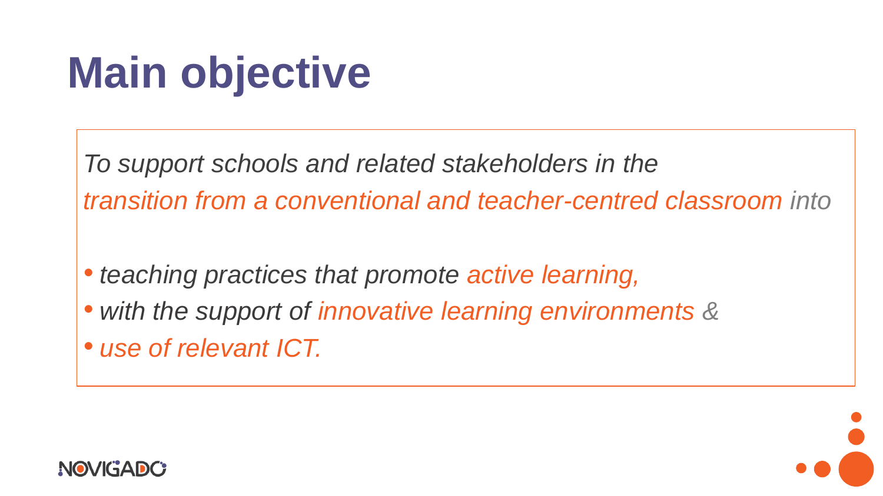# Main objective

*To support schools and related stakeholders in the transition from a conventional and teacher-centred classroom into*

- *teaching practices that promote active learning,*
- *with the support of innovative learning environments &*
- *use of relevant ICT.*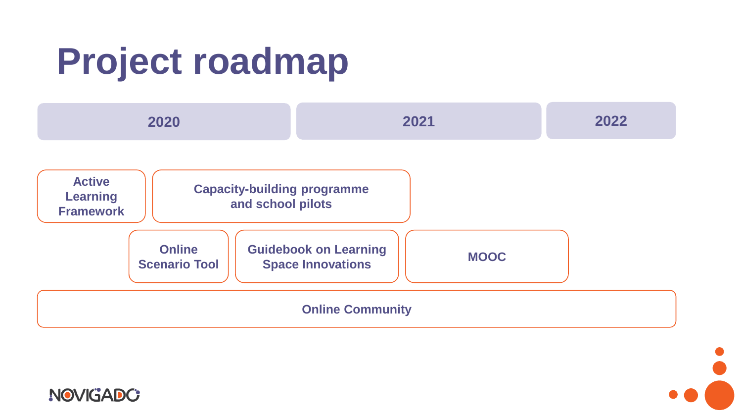# Project roadmap

| 2020 | 2021 | 2022 |
|---|---|---|

- Active Learning Framework
- Capacity-building programme and school pilots
- Online Scenario Tool
- Guidebook on Learning Space Innovations
- MOOC
- Online Community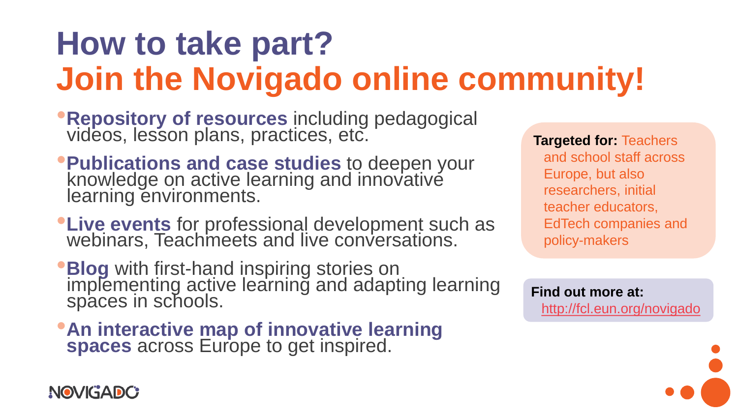# How to take part?
# Join the Novigado online community!

- **Repository of resources** including pedagogical videos, lesson plans, practices, etc.
- **Publications and case studies** to deepen your knowledge on active learning and innovative learning environments.
- **Live events** for professional development such as webinars, Teachmeets and live conversations.
- **Blog** with first-hand inspiring stories on implementing active learning and adapting learning spaces in schools.
- **An interactive map of innovative learning spaces** across Europe to get inspired.

**Targeted for:** Teachers and school staff across Europe, but also researchers, initial teacher educators, EdTech companies and policy-makers

**Find out more at:** http://fcl.eun.org/novigado

NOVIGADO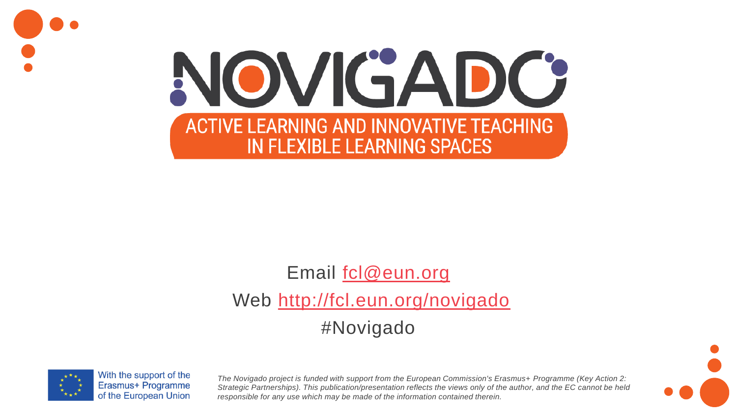# NOVIGADO

## ACTIVE LEARNING AND INNOVATIVE TEACHING IN FLEXIBLE LEARNING SPACES

Email [fcl@eun.org](mailto:fcl@eun.org)

Web [http://fcl.eun.org/novigado](http://fcl.eun.org/novigado)

#Novigado

With the support of the Erasmus+ Programme of the European Union

*The Novigado project is funded with support from the European Commission's Erasmus+ Programme (Key Action 2: Strategic Partnerships). This publication/presentation reflects the views only of the author, and the EC cannot be held responsible for any use which may be made of the information contained therein.*